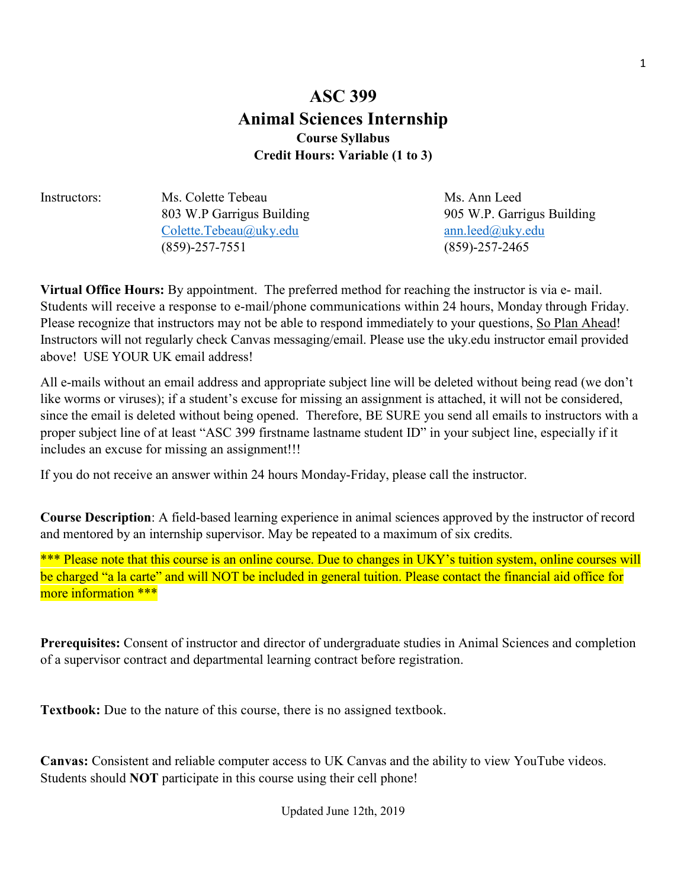# ASC 399

# Animal Sciences Internship

### Course Syllabus

### Credit Hours: Variable (1 to 3)

| Instructors: | Ms. Colette Tebeau | Ms. Ann Leed |
|---|---|---|
| | 803 W.P Garrigus Building | 905 W.P. Garrigus Building |
| | Colette.Tebeau@uky.edu | ann.leed@uky.edu |
| | (859)-257-7551 | (859)-257-2465 |

**Virtual Office Hours:** By appointment. The preferred method for reaching the instructor is via e- mail. Students will receive a response to e-mail/phone communications within 24 hours, Monday through Friday. Please recognize that instructors may not be able to respond immediately to your questions, So Plan Ahead! Instructors will not regularly check Canvas messaging/email. Please use the uky.edu instructor email provided above! USE YOUR UK email address!

All e-mails without an email address and appropriate subject line will be deleted without being read (we don't like worms or viruses); if a student's excuse for missing an assignment is attached, it will not be considered, since the email is deleted without being opened. Therefore, BE SURE you send all emails to instructors with a proper subject line of at least "ASC 399 firstname lastname student ID" in your subject line, especially if it includes an excuse for missing an assignment!!!

If you do not receive an answer within 24 hours Monday-Friday, please call the instructor.

**Course Description**: A field-based learning experience in animal sciences approved by the instructor of record and mentored by an internship supervisor. May be repeated to a maximum of six credits.

\*\*\* Please note that this course is an online course. Due to changes in UKY's tuition system, online courses will be charged "a la carte" and will NOT be included in general tuition. Please contact the financial aid office for more information \*\*\*

**Prerequisites:** Consent of instructor and director of undergraduate studies in Animal Sciences and completion of a supervisor contract and departmental learning contract before registration.

**Textbook:** Due to the nature of this course, there is no assigned textbook.

**Canvas:** Consistent and reliable computer access to UK Canvas and the ability to view YouTube videos. Students should **NOT** participate in this course using their cell phone!

Updated June 12th, 2019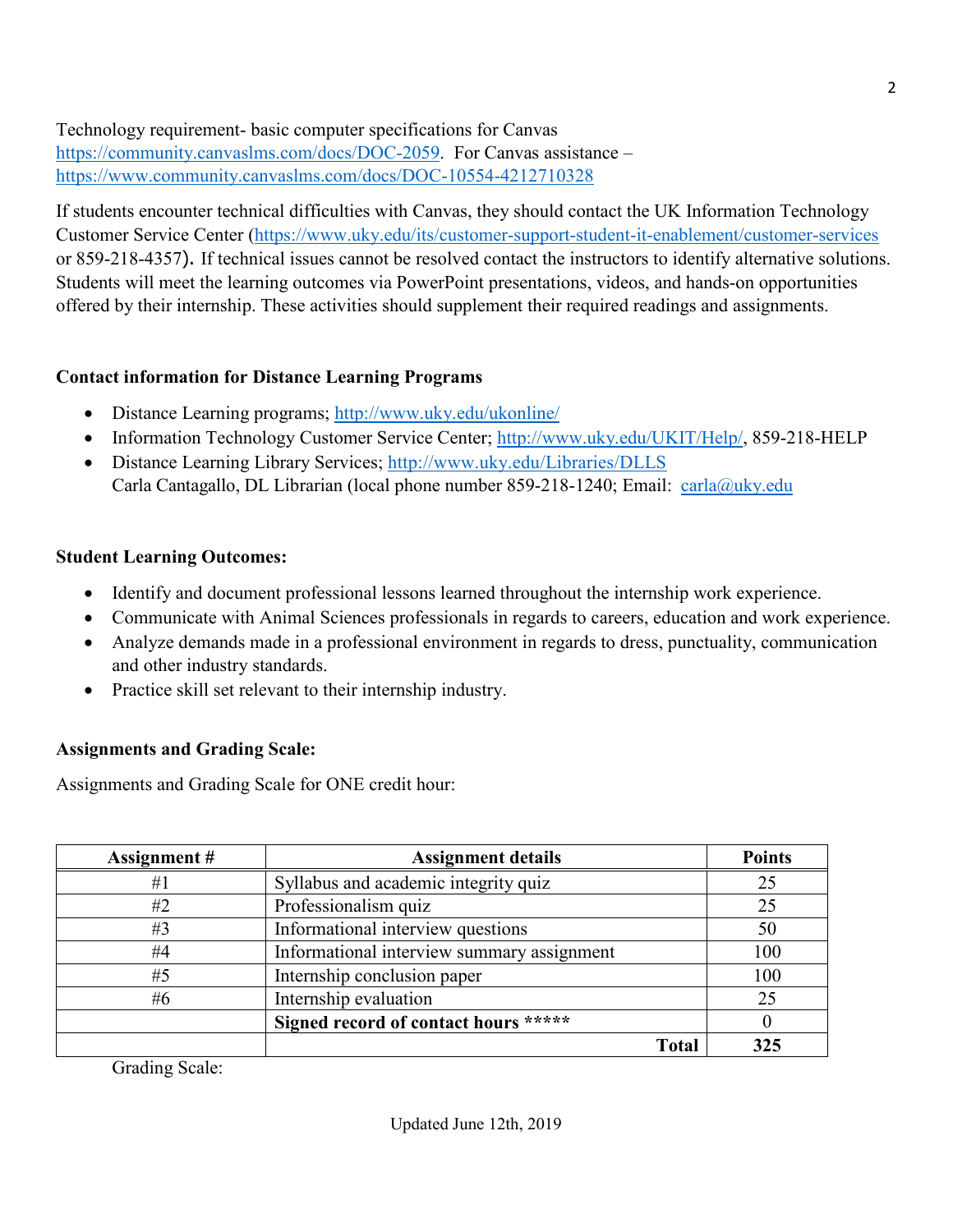Technology requirement- basic computer specifications for Canvas https://community.canvaslms.com/docs/DOC-2059. For Canvas assistance – https://www.community.canvaslms.com/docs/DOC-10554-4212710328

If students encounter technical difficulties with Canvas, they should contact the UK Information Technology Customer Service Center (https://www.uky.edu/its/customer-support-student-it-enablement/customer-services or 859-218-4357). If technical issues cannot be resolved contact the instructors to identify alternative solutions. Students will meet the learning outcomes via PowerPoint presentations, videos, and hands-on opportunities offered by their internship. These activities should supplement their required readings and assignments.

**Contact information for Distance Learning Programs**

- Distance Learning programs; http://www.uky.edu/ukonline/
- Information Technology Customer Service Center; http://www.uky.edu/UKIT/Help/, 859-218-HELP
- Distance Learning Library Services; http://www.uky.edu/Libraries/DLLS
  Carla Cantagallo, DL Librarian (local phone number 859-218-1240; Email: carla@uky.edu

**Student Learning Outcomes:**

- Identify and document professional lessons learned throughout the internship work experience.
- Communicate with Animal Sciences professionals in regards to careers, education and work experience.
- Analyze demands made in a professional environment in regards to dress, punctuality, communication and other industry standards.
- Practice skill set relevant to their internship industry.

**Assignments and Grading Scale:**

Assignments and Grading Scale for ONE credit hour:

| Assignment # | Assignment details | Points |
|---|---|---|
| #1 | Syllabus and academic integrity quiz | 25 |
| #2 | Professionalism quiz | 25 |
| #3 | Informational interview questions | 50 |
| #4 | Informational interview summary assignment | 100 |
| #5 | Internship conclusion paper | 100 |
| #6 | Internship evaluation | 25 |
| | **Signed record of contact hours \*\*\*\*\*** | 0 |
| | **Total** | **325** |

Grading Scale:

Updated June 12th, 2019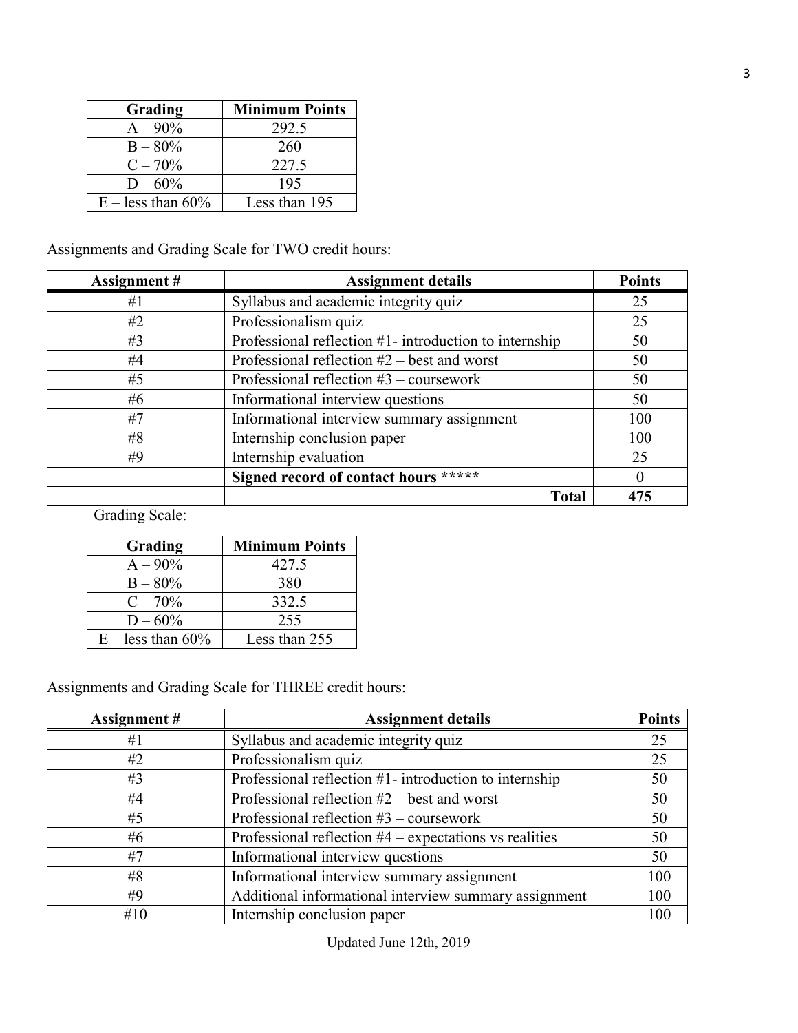| Grading | Minimum Points |
| --- | --- |
| A – 90% | 292.5 |
| B – 80% | 260 |
| C – 70% | 227.5 |
| D – 60% | 195 |
| E – less than 60% | Less than 195 |

Assignments and Grading Scale for TWO credit hours:

| Assignment # | Assignment details | Points |
| --- | --- | --- |
| #1 | Syllabus and academic integrity quiz | 25 |
| #2 | Professionalism quiz | 25 |
| #3 | Professional reflection #1- introduction to internship | 50 |
| #4 | Professional reflection #2 – best and worst | 50 |
| #5 | Professional reflection #3 – coursework | 50 |
| #6 | Informational interview questions | 50 |
| #7 | Informational interview summary assignment | 100 |
| #8 | Internship conclusion paper | 100 |
| #9 | Internship evaluation | 25 |
| | **Signed record of contact hours \*\*\*\*\*** | 0 |
| | **Total** | **475** |

Grading Scale:

| Grading | Minimum Points |
| --- | --- |
| A – 90% | 427.5 |
| B – 80% | 380 |
| C – 70% | 332.5 |
| D – 60% | 255 |
| E – less than 60% | Less than 255 |

Assignments and Grading Scale for THREE credit hours:

| Assignment # | Assignment details | Points |
| --- | --- | --- |
| #1 | Syllabus and academic integrity quiz | 25 |
| #2 | Professionalism quiz | 25 |
| #3 | Professional reflection #1- introduction to internship | 50 |
| #4 | Professional reflection #2 – best and worst | 50 |
| #5 | Professional reflection #3 – coursework | 50 |
| #6 | Professional reflection #4 – expectations vs realities | 50 |
| #7 | Informational interview questions | 50 |
| #8 | Informational interview summary assignment | 100 |
| #9 | Additional informational interview summary assignment | 100 |
| #10 | Internship conclusion paper | 100 |

Updated June 12th, 2019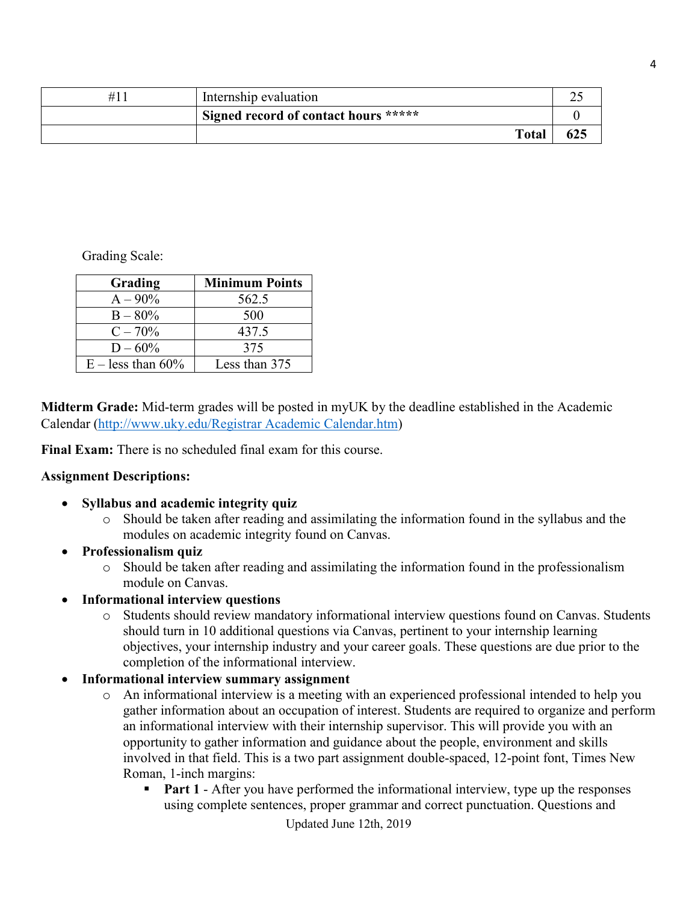| #11 | Internship evaluation | 25 |
|---|---|---|
| | **Signed record of contact hours \*\*\*\*\*** | 0 |
| | **Total** | **625** |

Grading Scale:

| Grading | Minimum Points |
|---|---|
| A – 90% | 562.5 |
| B – 80% | 500 |
| C – 70% | 437.5 |
| D – 60% | 375 |
| E – less than 60% | Less than 375 |

**Midterm Grade:** Mid-term grades will be posted in myUK by the deadline established in the Academic Calendar (http://www.uky.edu/Registrar Academic Calendar.htm)

**Final Exam:** There is no scheduled final exam for this course.

**Assignment Descriptions:**

- **Syllabus and academic integrity quiz**
  - Should be taken after reading and assimilating the information found in the syllabus and the modules on academic integrity found on Canvas.
- **Professionalism quiz**
  - Should be taken after reading and assimilating the information found in the professionalism module on Canvas.
- **Informational interview questions**
  - Students should review mandatory informational interview questions found on Canvas. Students should turn in 10 additional questions via Canvas, pertinent to your internship learning objectives, your internship industry and your career goals. These questions are due prior to the completion of the informational interview.
- **Informational interview summary assignment**
  - An informational interview is a meeting with an experienced professional intended to help you gather information about an occupation of interest. Students are required to organize and perform an informational interview with their internship supervisor. This will provide you with an opportunity to gather information and guidance about the people, environment and skills involved in that field. This is a two part assignment double-spaced, 12-point font, Times New Roman, 1-inch margins:
    - **Part 1** - After you have performed the informational interview, type up the responses using complete sentences, proper grammar and correct punctuation. Questions and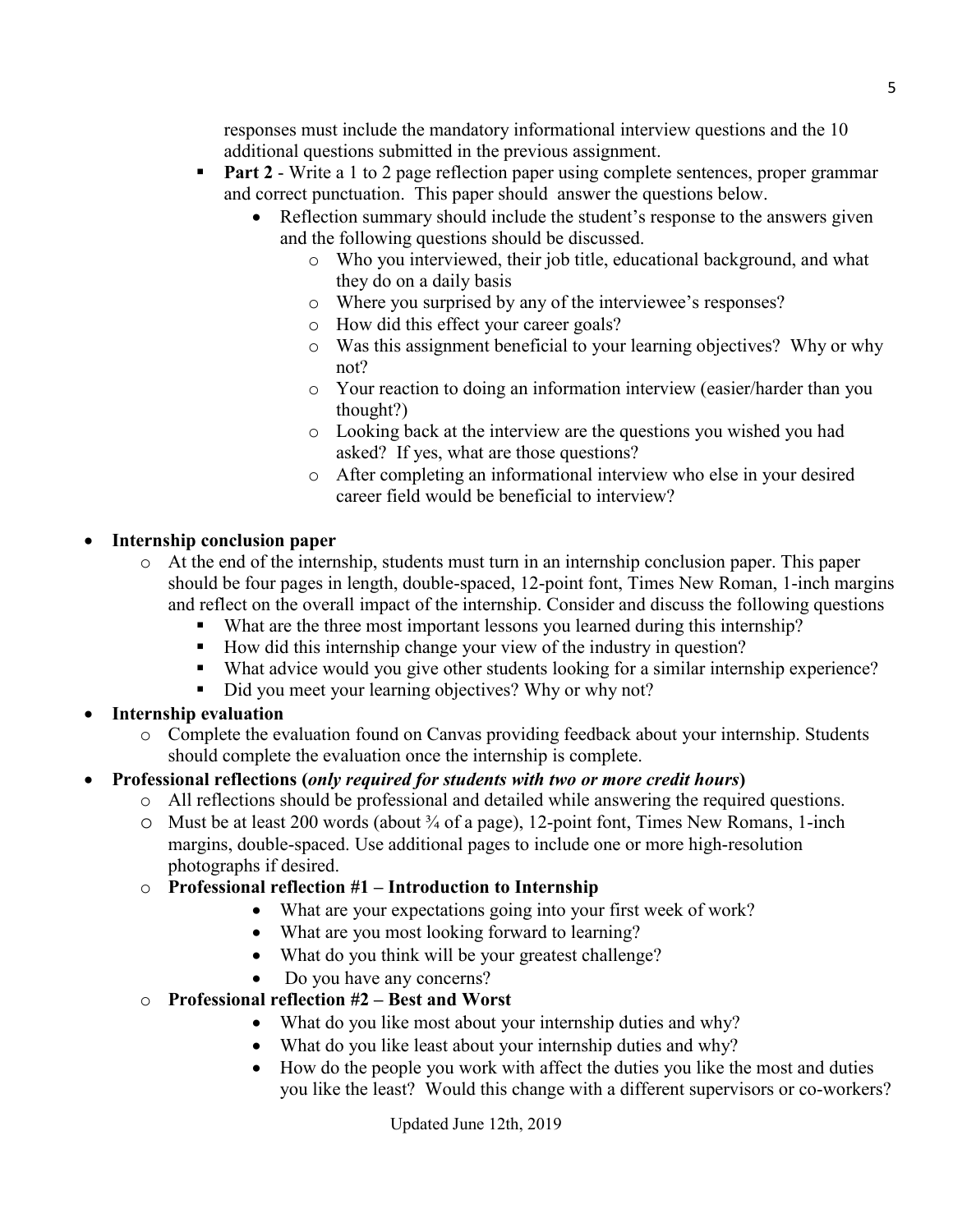responses must include the mandatory informational interview questions and the 10 additional questions submitted in the previous assignment.

- **Part 2** - Write a 1 to 2 page reflection paper using complete sentences, proper grammar and correct punctuation. This paper should answer the questions below.
  - Reflection summary should include the student's response to the answers given and the following questions should be discussed.
    - Who you interviewed, their job title, educational background, and what they do on a daily basis
    - Where you surprised by any of the interviewee's responses?
    - How did this effect your career goals?
    - Was this assignment beneficial to your learning objectives? Why or why not?
    - Your reaction to doing an information interview (easier/harder than you thought?)
    - Looking back at the interview are the questions you wished you had asked? If yes, what are those questions?
    - After completing an informational interview who else in your desired career field would be beneficial to interview?

- **Internship conclusion paper**
  - At the end of the internship, students must turn in an internship conclusion paper. This paper should be four pages in length, double-spaced, 12-point font, Times New Roman, 1-inch margins and reflect on the overall impact of the internship. Consider and discuss the following questions
    - What are the three most important lessons you learned during this internship?
    - How did this internship change your view of the industry in question?
    - What advice would you give other students looking for a similar internship experience?
    - Did you meet your learning objectives? Why or why not?
- **Internship evaluation**
  - Complete the evaluation found on Canvas providing feedback about your internship. Students should complete the evaluation once the internship is complete.
- **Professional reflections (*only required for students with two or more credit hours*)**
  - All reflections should be professional and detailed while answering the required questions.
  - Must be at least 200 words (about ¾ of a page), 12-point font, Times New Romans, 1-inch margins, double-spaced. Use additional pages to include one or more high-resolution photographs if desired.
  - **Professional reflection #1 – Introduction to Internship**
    - What are your expectations going into your first week of work?
    - What are you most looking forward to learning?
    - What do you think will be your greatest challenge?
    - Do you have any concerns?
  - **Professional reflection #2 – Best and Worst**
    - What do you like most about your internship duties and why?
    - What do you like least about your internship duties and why?
    - How do the people you work with affect the duties you like the most and duties you like the least? Would this change with a different supervisors or co-workers?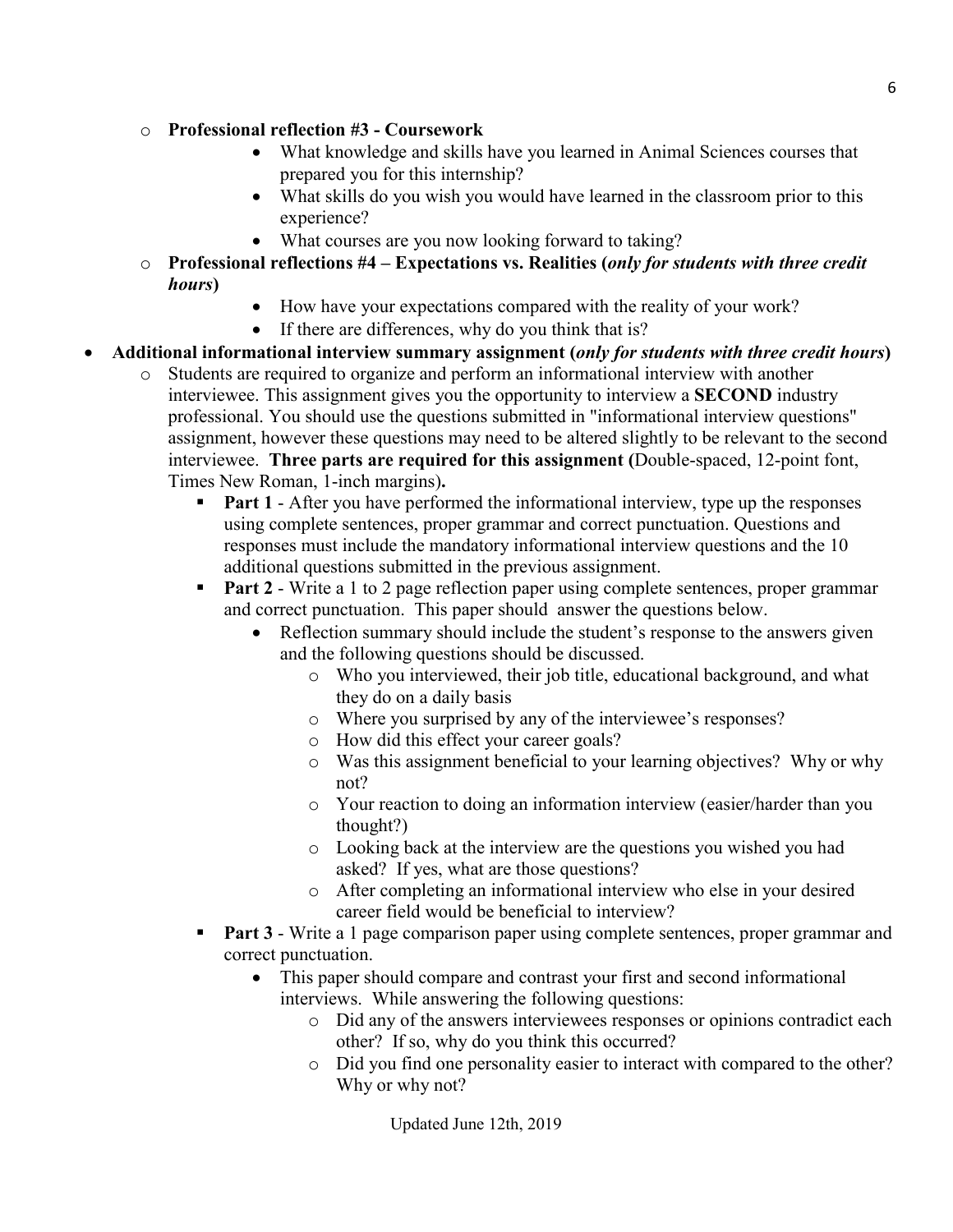- **Professional reflection #3 - Coursework**
  - What knowledge and skills have you learned in Animal Sciences courses that prepared you for this internship?
  - What skills do you wish you would have learned in the classroom prior to this experience?
  - What courses are you now looking forward to taking?
- **Professional reflections #4 – Expectations vs. Realities (*only for students with three credit hours*)**
  - How have your expectations compared with the reality of your work?
  - If there are differences, why do you think that is?

- **Additional informational interview summary assignment (*only for students with three credit hours*)**
  - Students are required to organize and perform an informational interview with another interviewee. This assignment gives you the opportunity to interview a **SECOND** industry professional. You should use the questions submitted in "informational interview questions" assignment, however these questions may need to be altered slightly to be relevant to the second interviewee. **Three parts are required for this assignment (**Double-spaced, 12-point font, Times New Roman, 1-inch margins**).**
    - **Part 1** - After you have performed the informational interview, type up the responses using complete sentences, proper grammar and correct punctuation. Questions and responses must include the mandatory informational interview questions and the 10 additional questions submitted in the previous assignment.
    - **Part 2** - Write a 1 to 2 page reflection paper using complete sentences, proper grammar and correct punctuation. This paper should answer the questions below.
      - Reflection summary should include the student's response to the answers given and the following questions should be discussed.
        - Who you interviewed, their job title, educational background, and what they do on a daily basis
        - Where you surprised by any of the interviewee's responses?
        - How did this effect your career goals?
        - Was this assignment beneficial to your learning objectives? Why or why not?
        - Your reaction to doing an information interview (easier/harder than you thought?)
        - Looking back at the interview are the questions you wished you had asked? If yes, what are those questions?
        - After completing an informational interview who else in your desired career field would be beneficial to interview?
    - **Part 3** - Write a 1 page comparison paper using complete sentences, proper grammar and correct punctuation.
      - This paper should compare and contrast your first and second informational interviews. While answering the following questions:
        - Did any of the answers interviewees responses or opinions contradict each other? If so, why do you think this occurred?
        - Did you find one personality easier to interact with compared to the other? Why or why not?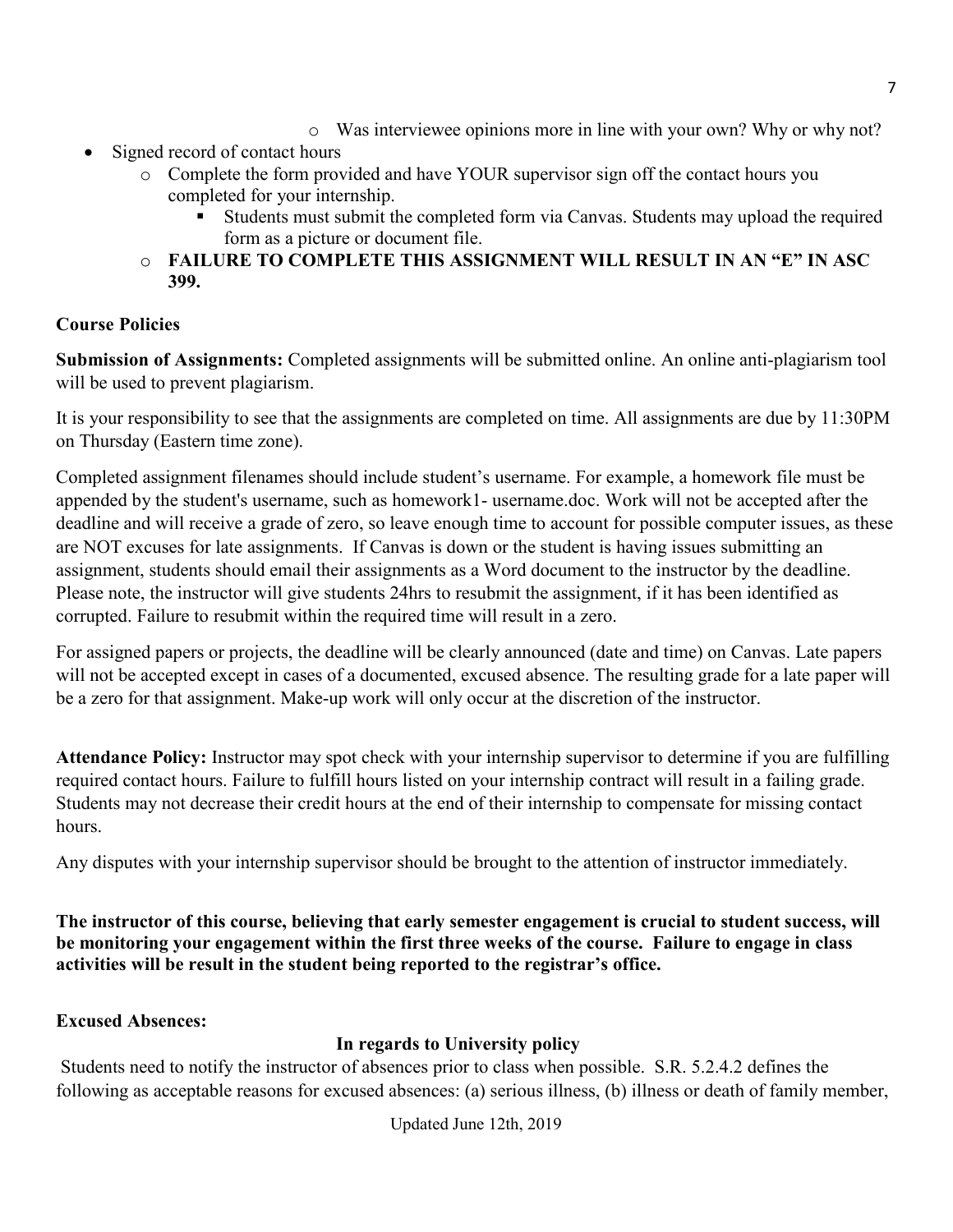- Was interviewee opinions more in line with your own? Why or why not?

- Signed record of contact hours
    - Complete the form provided and have YOUR supervisor sign off the contact hours you completed for your internship.
        - Students must submit the completed form via Canvas. Students may upload the required form as a picture or document file.
    - **FAILURE TO COMPLETE THIS ASSIGNMENT WILL RESULT IN AN "E" IN ASC 399.**

**Course Policies**

**Submission of Assignments:** Completed assignments will be submitted online. An online anti-plagiarism tool will be used to prevent plagiarism.

It is your responsibility to see that the assignments are completed on time. All assignments are due by 11:30PM on Thursday (Eastern time zone).

Completed assignment filenames should include student's username. For example, a homework file must be appended by the student's username, such as homework1- username.doc. Work will not be accepted after the deadline and will receive a grade of zero, so leave enough time to account for possible computer issues, as these are NOT excuses for late assignments. If Canvas is down or the student is having issues submitting an assignment, students should email their assignments as a Word document to the instructor by the deadline. Please note, the instructor will give students 24hrs to resubmit the assignment, if it has been identified as corrupted. Failure to resubmit within the required time will result in a zero.

For assigned papers or projects, the deadline will be clearly announced (date and time) on Canvas. Late papers will not be accepted except in cases of a documented, excused absence. The resulting grade for a late paper will be a zero for that assignment. Make-up work will only occur at the discretion of the instructor.

**Attendance Policy:** Instructor may spot check with your internship supervisor to determine if you are fulfilling required contact hours. Failure to fulfill hours listed on your internship contract will result in a failing grade. Students may not decrease their credit hours at the end of their internship to compensate for missing contact hours.

Any disputes with your internship supervisor should be brought to the attention of instructor immediately.

**The instructor of this course, believing that early semester engagement is crucial to student success, will be monitoring your engagement within the first three weeks of the course. Failure to engage in class activities will be result in the student being reported to the registrar's office.**

**Excused Absences:**

**In regards to University policy**

Students need to notify the instructor of absences prior to class when possible. S.R. 5.2.4.2 defines the following as acceptable reasons for excused absences: (a) serious illness, (b) illness or death of family member,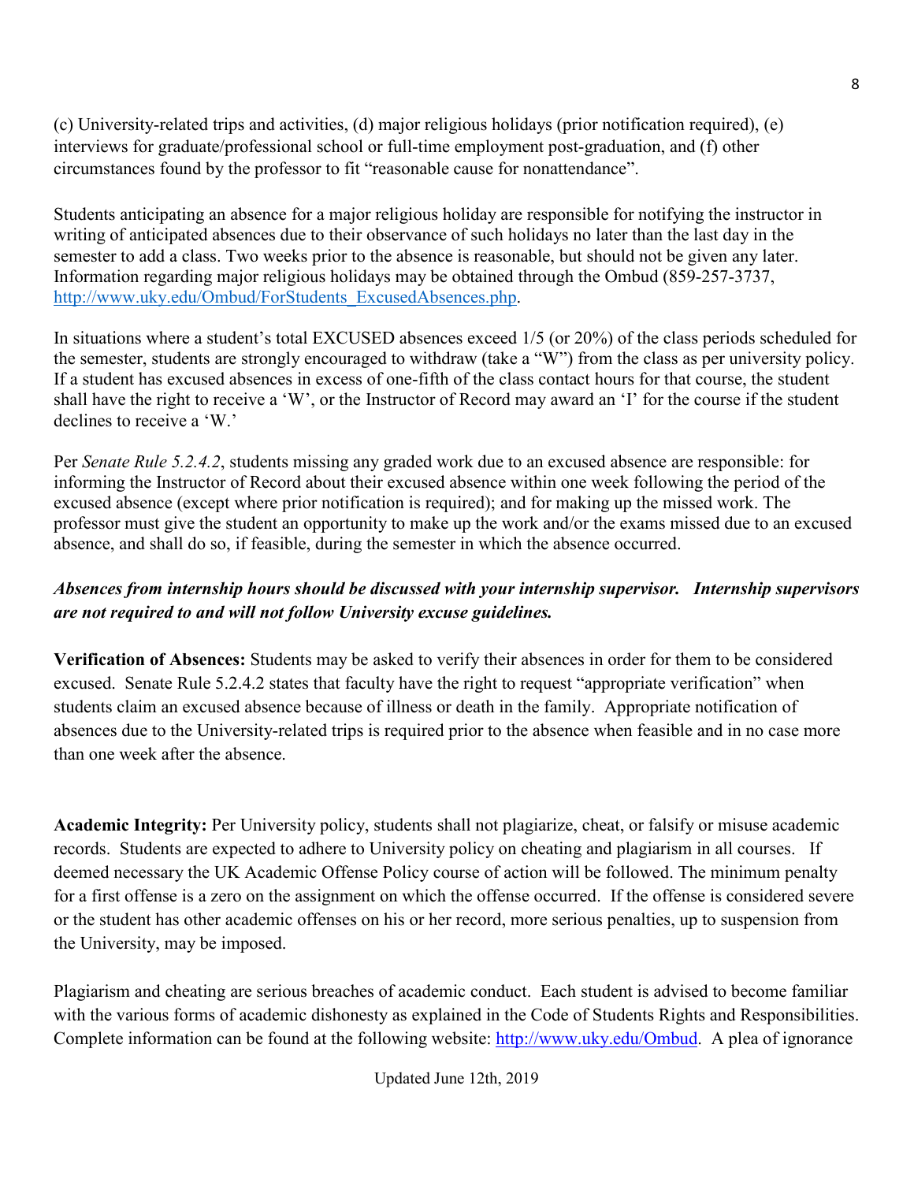(c) University-related trips and activities, (d) major religious holidays (prior notification required), (e) interviews for graduate/professional school or full-time employment post-graduation, and (f) other circumstances found by the professor to fit "reasonable cause for nonattendance".

Students anticipating an absence for a major religious holiday are responsible for notifying the instructor in writing of anticipated absences due to their observance of such holidays no later than the last day in the semester to add a class. Two weeks prior to the absence is reasonable, but should not be given any later. Information regarding major religious holidays may be obtained through the Ombud (859-257-3737, [http://www.uky.edu/Ombud/ForStudents_ExcusedAbsences.php](http://www.uky.edu/Ombud/ForStudents_ExcusedAbsences.php).

In situations where a student's total EXCUSED absences exceed 1/5 (or 20%) of the class periods scheduled for the semester, students are strongly encouraged to withdraw (take a "W") from the class as per university policy. If a student has excused absences in excess of one-fifth of the class contact hours for that course, the student shall have the right to receive a 'W', or the Instructor of Record may award an 'I' for the course if the student declines to receive a 'W.'

Per *Senate Rule 5.2.4.2*, students missing any graded work due to an excused absence are responsible: for informing the Instructor of Record about their excused absence within one week following the period of the excused absence (except where prior notification is required); and for making up the missed work. The professor must give the student an opportunity to make up the work and/or the exams missed due to an excused absence, and shall do so, if feasible, during the semester in which the absence occurred.

***Absences from internship hours should be discussed with your internship supervisor. Internship supervisors are not required to and will not follow University excuse guidelines.***

**Verification of Absences:** Students may be asked to verify their absences in order for them to be considered excused. Senate Rule 5.2.4.2 states that faculty have the right to request "appropriate verification" when students claim an excused absence because of illness or death in the family. Appropriate notification of absences due to the University-related trips is required prior to the absence when feasible and in no case more than one week after the absence.

**Academic Integrity:** Per University policy, students shall not plagiarize, cheat, or falsify or misuse academic records. Students are expected to adhere to University policy on cheating and plagiarism in all courses. If deemed necessary the UK Academic Offense Policy course of action will be followed. The minimum penalty for a first offense is a zero on the assignment on which the offense occurred. If the offense is considered severe or the student has other academic offenses on his or her record, more serious penalties, up to suspension from the University, may be imposed.

Plagiarism and cheating are serious breaches of academic conduct. Each student is advised to become familiar with the various forms of academic dishonesty as explained in the Code of Students Rights and Responsibilities. Complete information can be found at the following website: [http://www.uky.edu/Ombud](http://www.uky.edu/Ombud). A plea of ignorance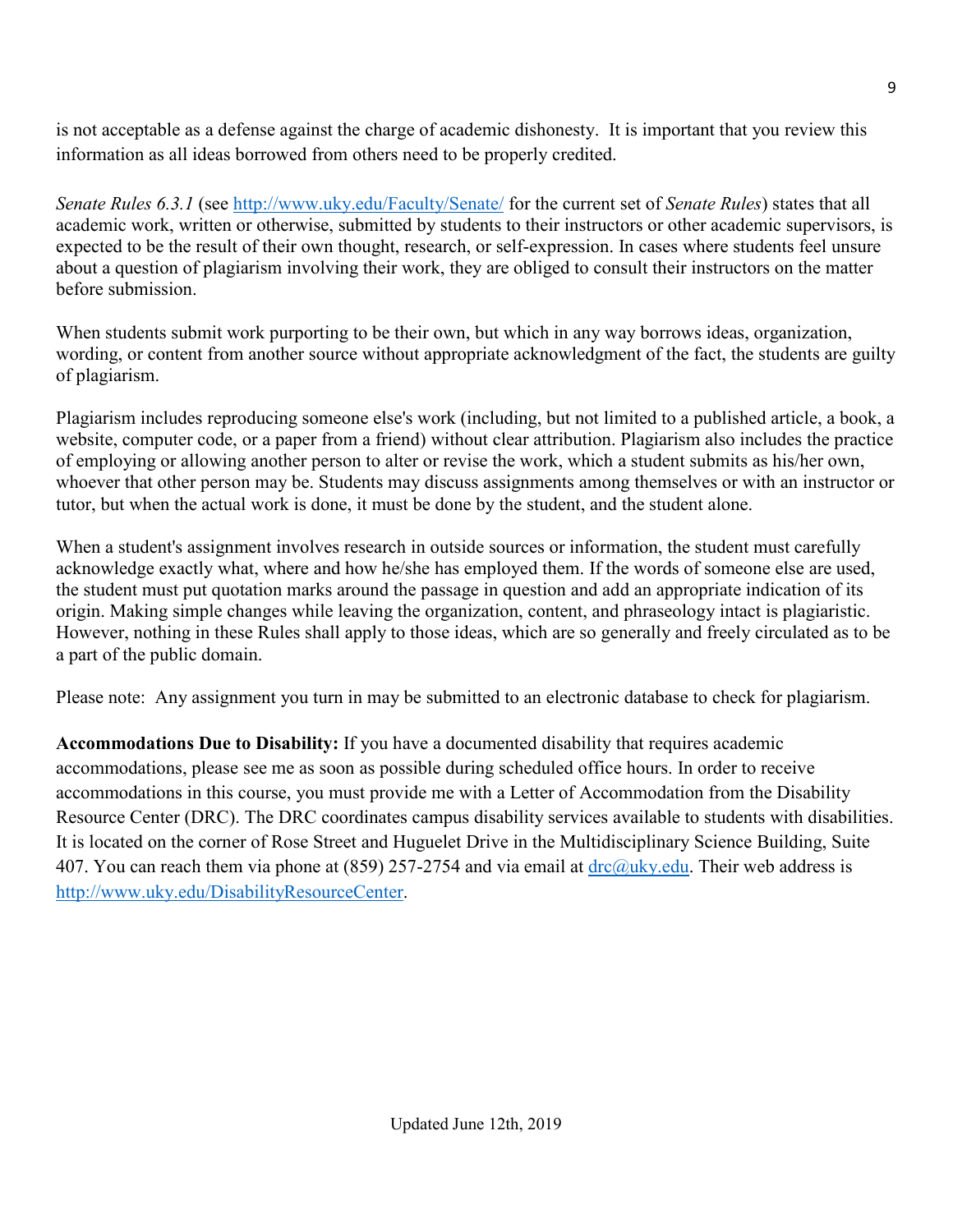is not acceptable as a defense against the charge of academic dishonesty. It is important that you review this information as all ideas borrowed from others need to be properly credited.

*Senate Rules 6.3.1* (see http://www.uky.edu/Faculty/Senate/ for the current set of *Senate Rules*) states that all academic work, written or otherwise, submitted by students to their instructors or other academic supervisors, is expected to be the result of their own thought, research, or self-expression. In cases where students feel unsure about a question of plagiarism involving their work, they are obliged to consult their instructors on the matter before submission.

When students submit work purporting to be their own, but which in any way borrows ideas, organization, wording, or content from another source without appropriate acknowledgment of the fact, the students are guilty of plagiarism.

Plagiarism includes reproducing someone else's work (including, but not limited to a published article, a book, a website, computer code, or a paper from a friend) without clear attribution. Plagiarism also includes the practice of employing or allowing another person to alter or revise the work, which a student submits as his/her own, whoever that other person may be. Students may discuss assignments among themselves or with an instructor or tutor, but when the actual work is done, it must be done by the student, and the student alone.

When a student's assignment involves research in outside sources or information, the student must carefully acknowledge exactly what, where and how he/she has employed them. If the words of someone else are used, the student must put quotation marks around the passage in question and add an appropriate indication of its origin. Making simple changes while leaving the organization, content, and phraseology intact is plagiaristic. However, nothing in these Rules shall apply to those ideas, which are so generally and freely circulated as to be a part of the public domain.

Please note: Any assignment you turn in may be submitted to an electronic database to check for plagiarism.

**Accommodations Due to Disability:** If you have a documented disability that requires academic accommodations, please see me as soon as possible during scheduled office hours. In order to receive accommodations in this course, you must provide me with a Letter of Accommodation from the Disability Resource Center (DRC). The DRC coordinates campus disability services available to students with disabilities. It is located on the corner of Rose Street and Huguelet Drive in the Multidisciplinary Science Building, Suite 407. You can reach them via phone at (859) 257-2754 and via email at drc@uky.edu. Their web address is http://www.uky.edu/DisabilityResourceCenter.

Updated June 12th, 2019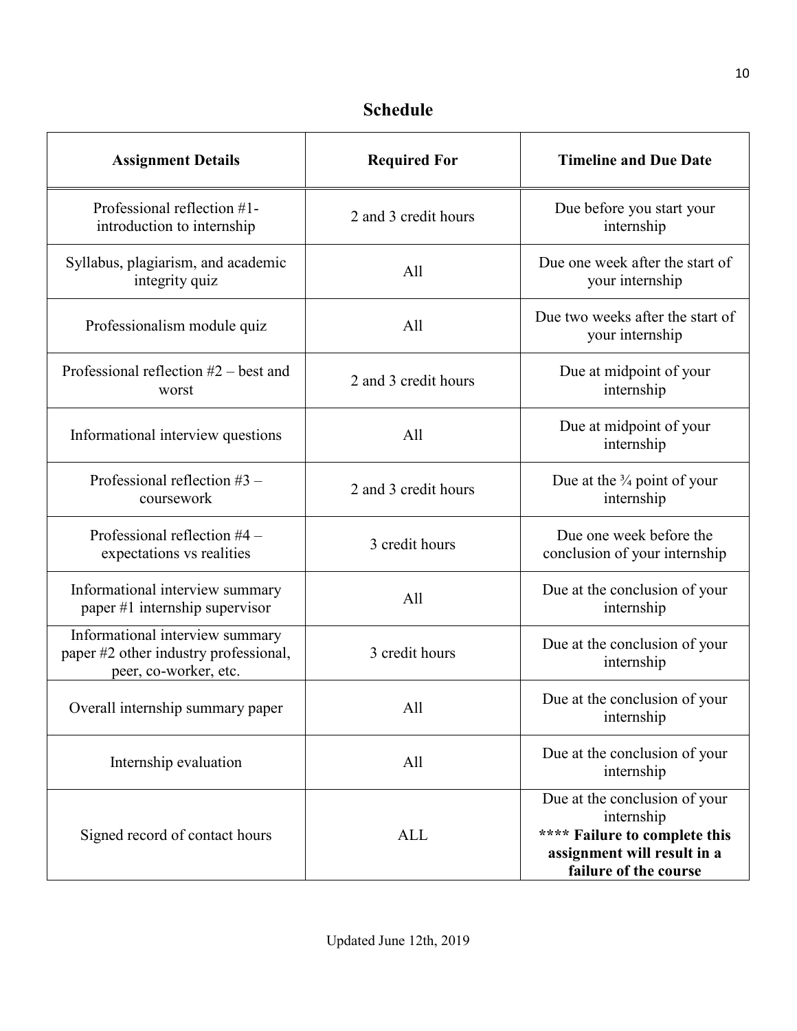## Schedule

| Assignment Details | Required For | Timeline and Due Date |
|---|---|---|
| Professional reflection #1- introduction to internship | 2 and 3 credit hours | Due before you start your internship |
| Syllabus, plagiarism, and academic integrity quiz | All | Due one week after the start of your internship |
| Professionalism module quiz | All | Due two weeks after the start of your internship |
| Professional reflection #2 – best and worst | 2 and 3 credit hours | Due at midpoint of your internship |
| Informational interview questions | All | Due at midpoint of your internship |
| Professional reflection #3 – coursework | 2 and 3 credit hours | Due at the ¾ point of your internship |
| Professional reflection #4 – expectations vs realities | 3 credit hours | Due one week before the conclusion of your internship |
| Informational interview summary paper #1 internship supervisor | All | Due at the conclusion of your internship |
| Informational interview summary paper #2 other industry professional, peer, co-worker, etc. | 3 credit hours | Due at the conclusion of your internship |
| Overall internship summary paper | All | Due at the conclusion of your internship |
| Internship evaluation | All | Due at the conclusion of your internship |
| Signed record of contact hours | ALL | Due at the conclusion of your internship **\*\*\*\* Failure to complete this assignment will result in a failure of the course** |

Updated June 12th, 2019